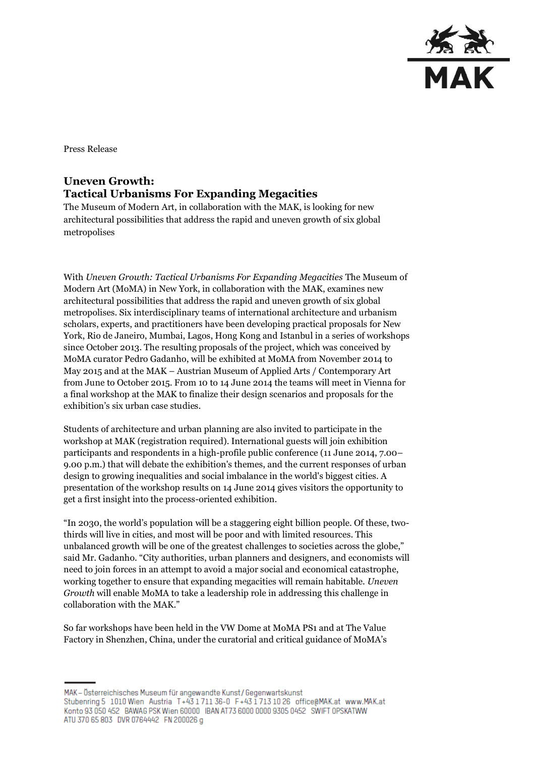Press Release

# Uneven Growth: Tactical Urbanisms For Expanding Megacities

The Museum of Modern Art, in collaboration with the MAK, is looking for new architectural possibilities that address the rapid and uneven growth of six global metropolises

With *Uneven Growth: Tactical Urbanisms For Expanding Megacities* The Museum of Modern Art (MoMA) in New York, in collaboration with the MAK, examines new architectural possibilities that address the rapid and uneven growth of six global metropolises. Six interdisciplinary teams of international architecture and urbanism scholars, experts, and practitioners have been developing practical proposals for New York, Rio de Janeiro, Mumbai, Lagos, Hong Kong and Istanbul in a series of workshops since October 2013. The resulting proposals of the project, which was conceived by MoMA curator Pedro Gadanho, will be exhibited at MoMA from November 2014 to May 2015 and at the MAK – Austrian Museum of Applied Arts / Contemporary Art from June to October 2015. From 10 to 14 June 2014 the teams will meet in Vienna for a final workshop at the MAK to finalize their design scenarios and proposals for the exhibition's six urban case studies.

Students of architecture and urban planning are also invited to participate in the workshop at MAK (registration required). International guests will join exhibition participants and respondents in a high-profile public conference (11 June 2014, 7.00–9.00 p.m.) that will debate the exhibition's themes, and the current responses of urban design to growing inequalities and social imbalance in the world's biggest cities. A presentation of the workshop results on 14 June 2014 gives visitors the opportunity to get a first insight into the process-oriented exhibition.

"In 2030, the world's population will be a staggering eight billion people. Of these, two-thirds will live in cities, and most will be poor and with limited resources. This unbalanced growth will be one of the greatest challenges to societies across the globe," said Mr. Gadanho. "City authorities, urban planners and designers, and economists will need to join forces in an attempt to avoid a major social and economical catastrophe, working together to ensure that expanding megacities will remain habitable. *Uneven Growth* will enable MoMA to take a leadership role in addressing this challenge in collaboration with the MAK."

So far workshops have been held in the VW Dome at MoMA PS1 and at The Value Factory in Shenzhen, China, under the curatorial and critical guidance of MoMA's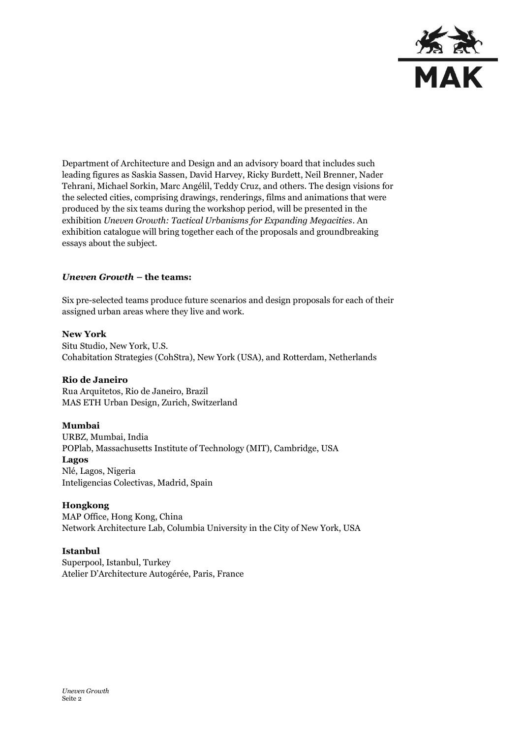Department of Architecture and Design and an advisory board that includes such leading figures as Saskia Sassen, David Harvey, Ricky Burdett, Neil Brenner, Nader Tehrani, Michael Sorkin, Marc Angélil, Teddy Cruz, and others. The design visions for the selected cities, comprising drawings, renderings, films and animations that were produced by the six teams during the workshop period, will be presented in the exhibition *Uneven Growth: Tactical Urbanisms for Expanding Megacities*. An exhibition catalogue will bring together each of the proposals and groundbreaking essays about the subject.

### *Uneven Growth* – the teams:

Six pre-selected teams produce future scenarios and design proposals for each of their assigned urban areas where they live and work.

**New York**
Situ Studio, New York, U.S.
Cohabitation Strategies (CohStra), New York (USA), and Rotterdam, Netherlands

**Rio de Janeiro**
Rua Arquitetos, Rio de Janeiro, Brazil
MAS ETH Urban Design, Zurich, Switzerland

**Mumbai**
URBZ, Mumbai, India
POPlab, Massachusetts Institute of Technology (MIT), Cambridge, USA

**Lagos**
Nlé, Lagos, Nigeria
Inteligencias Colectivas, Madrid, Spain

**Hongkong**
MAP Office, Hong Kong, China
Network Architecture Lab, Columbia University in the City of New York, USA

**Istanbul**
Superpool, Istanbul, Turkey
Atelier D'Architecture Autogérée, Paris, France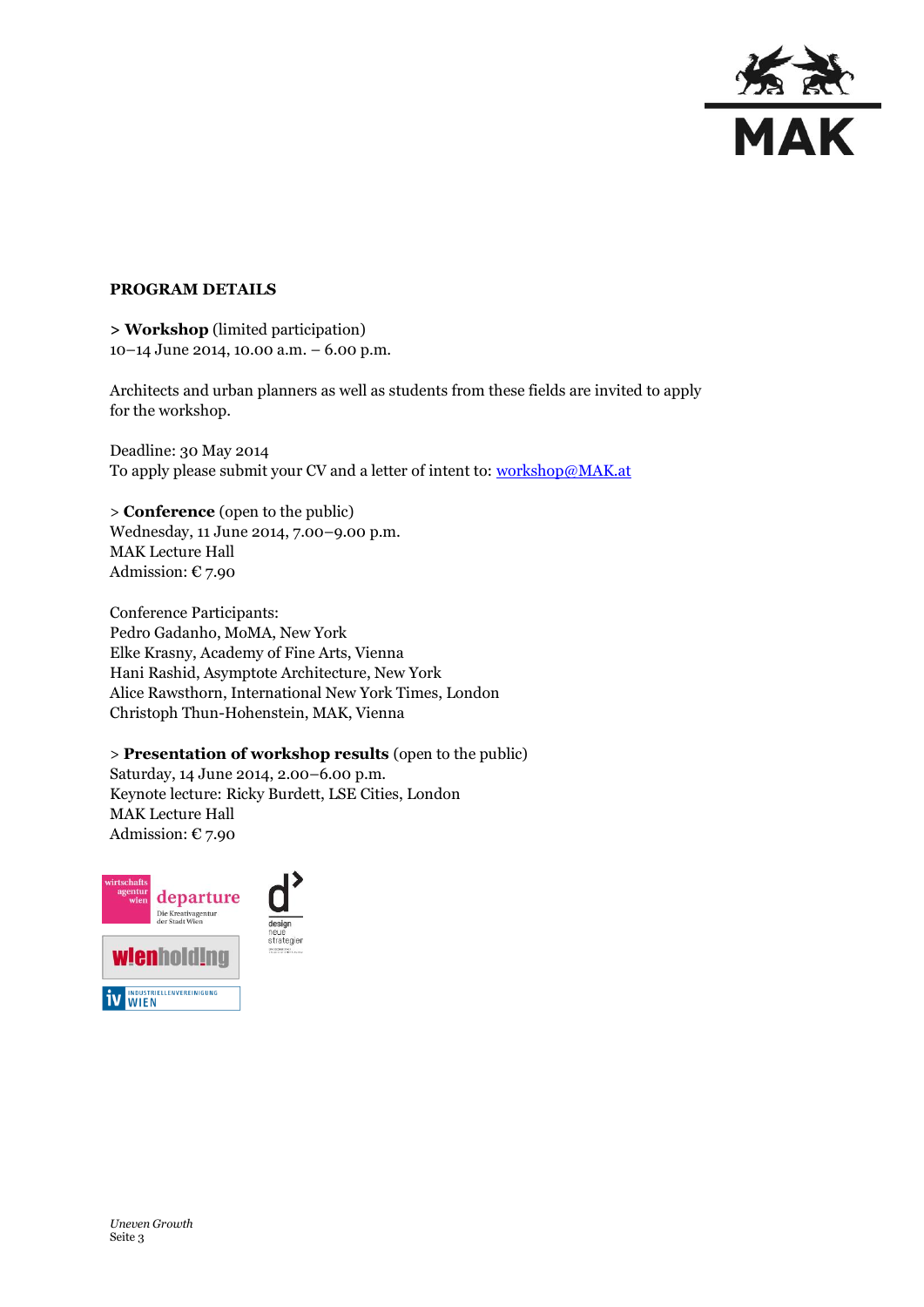**PROGRAM DETAILS**

> **Workshop** (limited participation)
10–14 June 2014, 10.00 a.m. – 6.00 p.m.

Architects and urban planners as well as students from these fields are invited to apply for the workshop.

Deadline: 30 May 2014
To apply please submit your CV and a letter of intent to: workshop@MAK.at

> **Conference** (open to the public)
Wednesday, 11 June 2014, 7.00–9.00 p.m.
MAK Lecture Hall
Admission: € 7.90

Conference Participants:
Pedro Gadanho, MoMA, New York
Elke Krasny, Academy of Fine Arts, Vienna
Hani Rashid, Asymptote Architecture, New York
Alice Rawsthorn, International New York Times, London
Christoph Thun-Hohenstein, MAK, Vienna

> **Presentation of workshop results** (open to the public)
Saturday, 14 June 2014, 2.00–6.00 p.m.
Keynote lecture: Ricky Burdett, LSE Cities, London
MAK Lecture Hall
Admission: € 7.90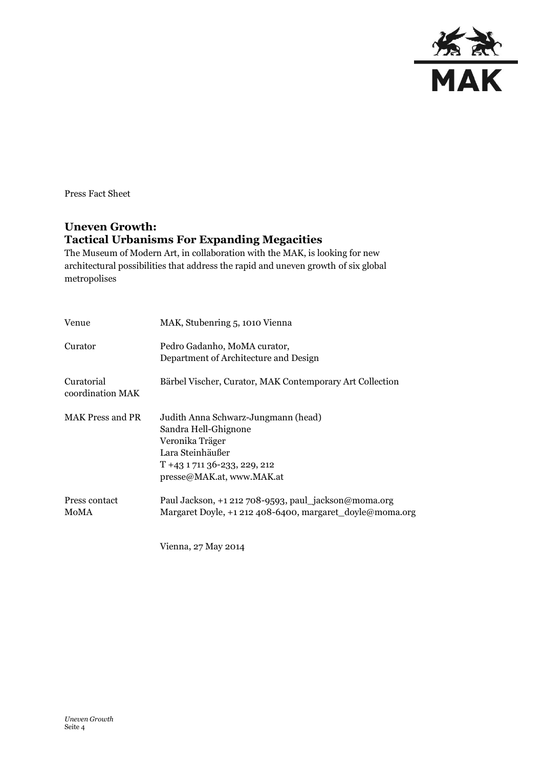Press Fact Sheet

## Uneven Growth: Tactical Urbanisms For Expanding Megacities

The Museum of Modern Art, in collaboration with the MAK, is looking for new architectural possibilities that address the rapid and uneven growth of six global metropolises

| | |
|---|---|
| Venue | MAK, Stubenring 5, 1010 Vienna |
| Curator | Pedro Gadanho, MoMA curator,<br>Department of Architecture and Design |
| Curatorial coordination MAK | Bärbel Vischer, Curator, MAK Contemporary Art Collection |
| MAK Press and PR | Judith Anna Schwarz-Jungmann (head)<br>Sandra Hell-Ghignone<br>Veronika Träger<br>Lara Steinhäußer<br>T +43 1 711 36-233, 229, 212<br>presse@MAK.at, www.MAK.at |
| Press contact MoMA | Paul Jackson, +1 212 708-9593, paul_jackson@moma.org<br>Margaret Doyle, +1 212 408-6400, margaret_doyle@moma.org |

Vienna, 27 May 2014